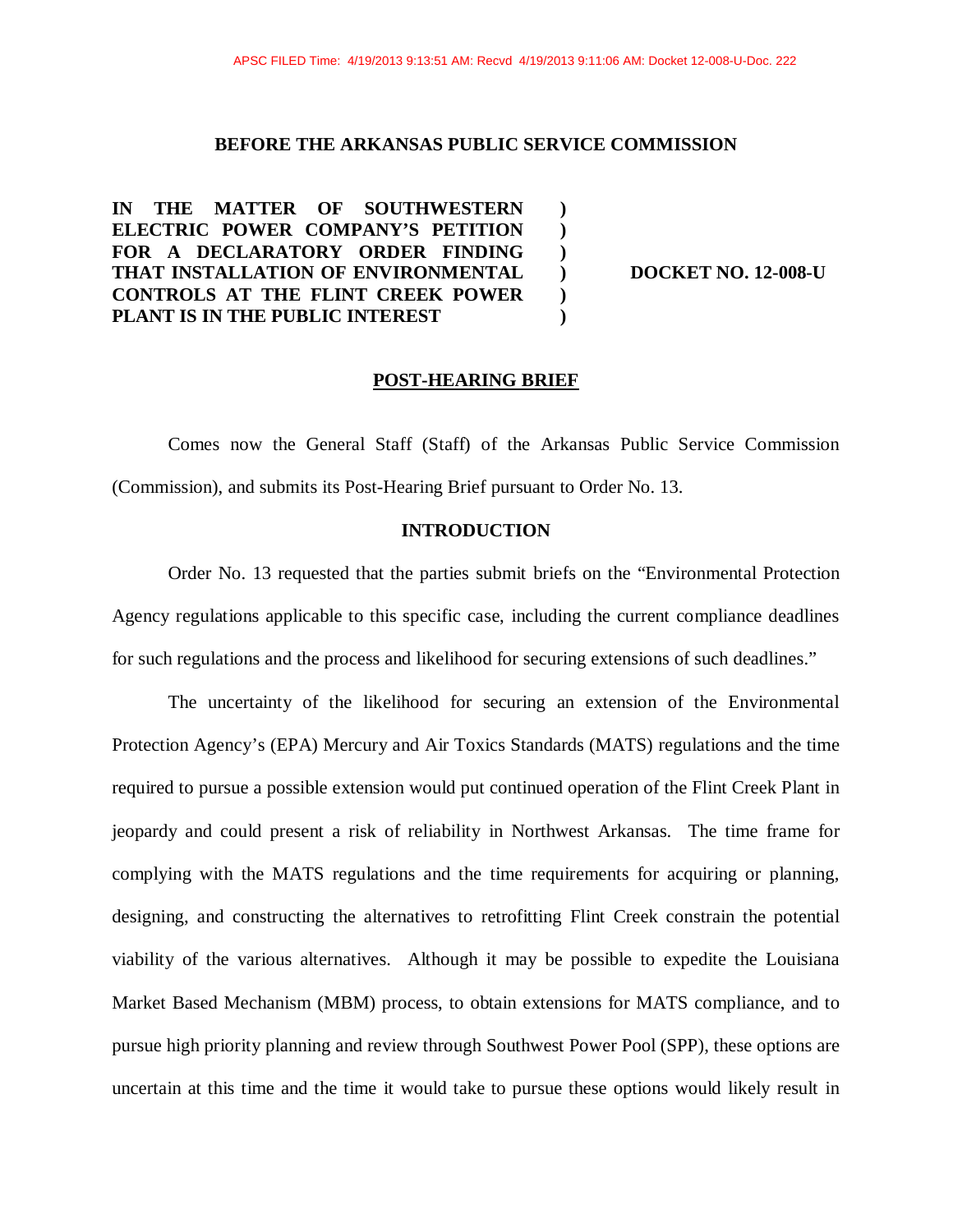APSC FILED Time: 4/19/2013 9:13:51 AM: Recvd 4/19/2013 9:11:06 AM: Docket 12-008-U-Doc. 222

**BEFORE THE ARKANSAS PUBLIC SERVICE COMMISSION**

| | | |
|---|---|---|
| **IN THE MATTER OF SOUTHWESTERN ELECTRIC POWER COMPANY'S PETITION FOR A DECLARATORY ORDER FINDING THAT INSTALLATION OF ENVIRONMENTAL CONTROLS AT THE FLINT CREEK POWER PLANT IS IN THE PUBLIC INTEREST** | **)** **)** **)** **)** **)** **)** | **DOCKET NO. 12-008-U** |

**POST-HEARING BRIEF**

Comes now the General Staff (Staff) of the Arkansas Public Service Commission (Commission), and submits its Post-Hearing Brief pursuant to Order No. 13.

**INTRODUCTION**

Order No. 13 requested that the parties submit briefs on the "Environmental Protection Agency regulations applicable to this specific case, including the current compliance deadlines for such regulations and the process and likelihood for securing extensions of such deadlines."

The uncertainty of the likelihood for securing an extension of the Environmental Protection Agency's (EPA) Mercury and Air Toxics Standards (MATS) regulations and the time required to pursue a possible extension would put continued operation of the Flint Creek Plant in jeopardy and could present a risk of reliability in Northwest Arkansas. The time frame for complying with the MATS regulations and the time requirements for acquiring or planning, designing, and constructing the alternatives to retrofitting Flint Creek constrain the potential viability of the various alternatives. Although it may be possible to expedite the Louisiana Market Based Mechanism (MBM) process, to obtain extensions for MATS compliance, and to pursue high priority planning and review through Southwest Power Pool (SPP), these options are uncertain at this time and the time it would take to pursue these options would likely result in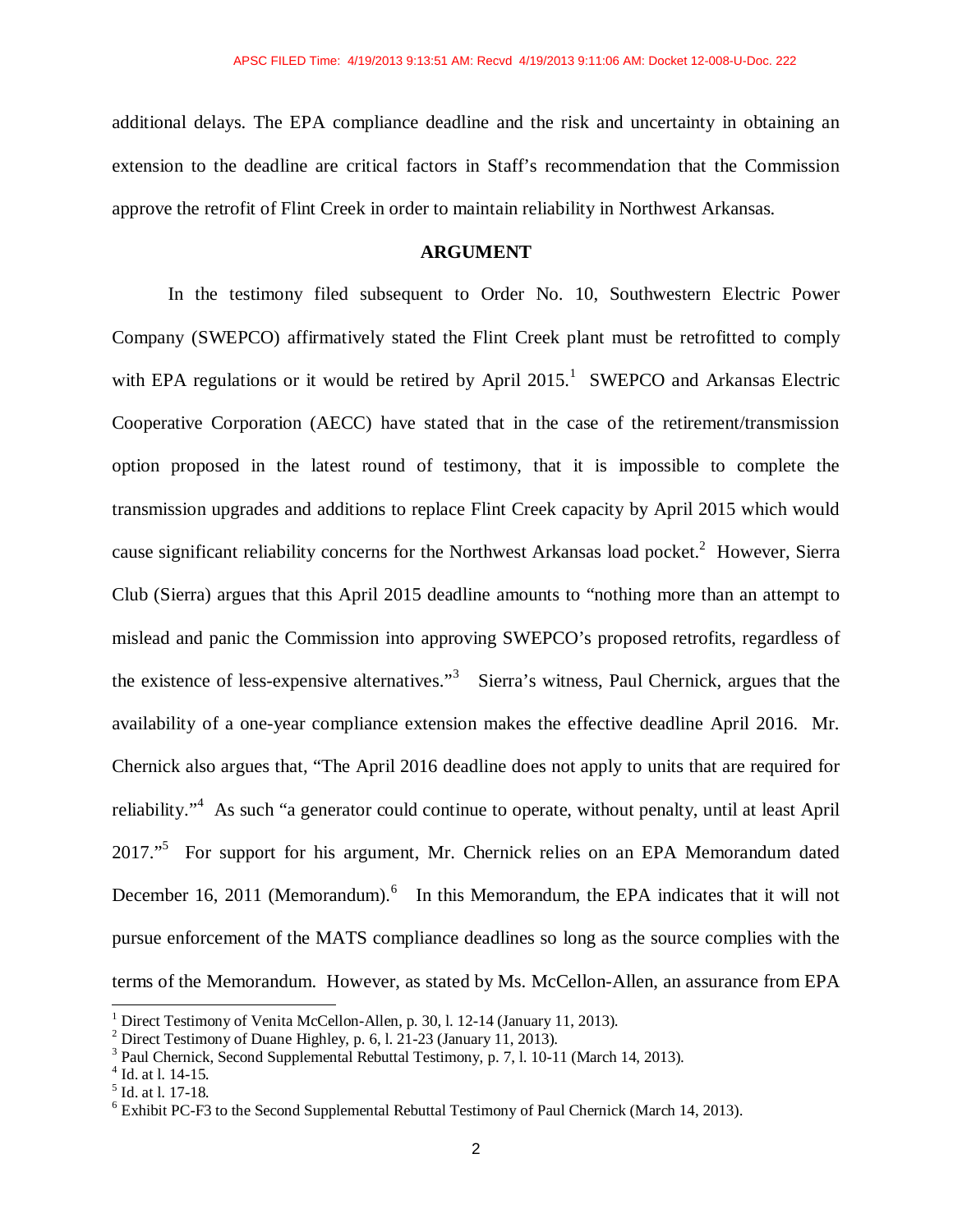additional delays. The EPA compliance deadline and the risk and uncertainty in obtaining an extension to the deadline are critical factors in Staff's recommendation that the Commission approve the retrofit of Flint Creek in order to maintain reliability in Northwest Arkansas.

## ARGUMENT

In the testimony filed subsequent to Order No. 10, Southwestern Electric Power Company (SWEPCO) affirmatively stated the Flint Creek plant must be retrofitted to comply with EPA regulations or it would be retired by April 2015.[1] SWEPCO and Arkansas Electric Cooperative Corporation (AECC) have stated that in the case of the retirement/transmission option proposed in the latest round of testimony, that it is impossible to complete the transmission upgrades and additions to replace Flint Creek capacity by April 2015 which would cause significant reliability concerns for the Northwest Arkansas load pocket.[2] However, Sierra Club (Sierra) argues that this April 2015 deadline amounts to "nothing more than an attempt to mislead and panic the Commission into approving SWEPCO's proposed retrofits, regardless of the existence of less-expensive alternatives."[3] Sierra's witness, Paul Chernick, argues that the availability of a one-year compliance extension makes the effective deadline April 2016. Mr. Chernick also argues that, "The April 2016 deadline does not apply to units that are required for reliability."[4] As such "a generator could continue to operate, without penalty, until at least April 2017."[5] For support for his argument, Mr. Chernick relies on an EPA Memorandum dated December 16, 2011 (Memorandum).[6] In this Memorandum, the EPA indicates that it will not pursue enforcement of the MATS compliance deadlines so long as the source complies with the terms of the Memorandum. However, as stated by Ms. McCellon-Allen, an assurance from EPA

---

[1] Direct Testimony of Venita McCellon-Allen, p. 30, l. 12-14 (January 11, 2013).
[2] Direct Testimony of Duane Highley, p. 6, l. 21-23 (January 11, 2013).
[3] Paul Chernick, Second Supplemental Rebuttal Testimony, p. 7, l. 10-11 (March 14, 2013).
[4] Id. at l. 14-15.
[5] Id. at l. 17-18.
[6] Exhibit PC-F3 to the Second Supplemental Rebuttal Testimony of Paul Chernick (March 14, 2013).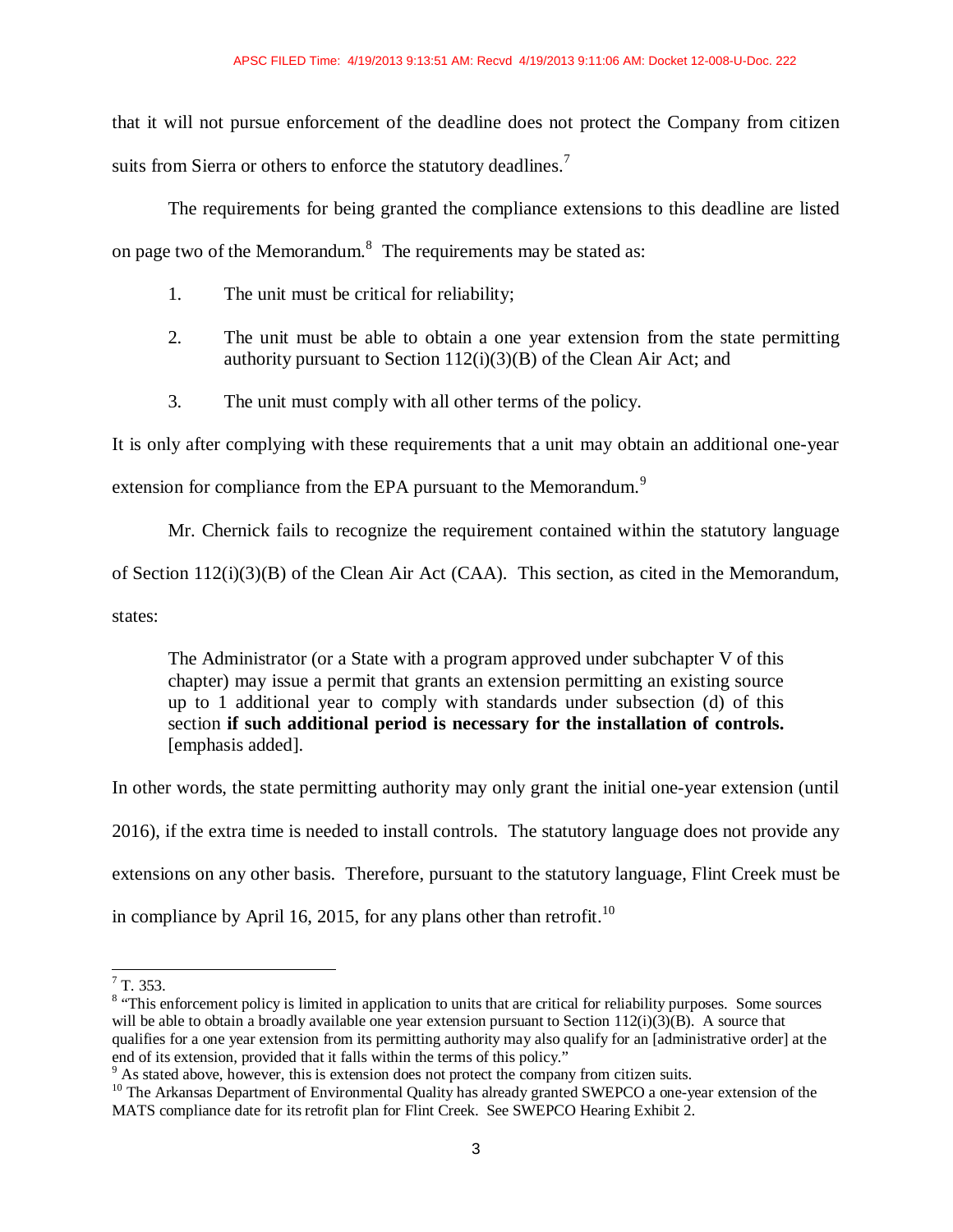that it will not pursue enforcement of the deadline does not protect the Company from citizen suits from Sierra or others to enforce the statutory deadlines.[7]

The requirements for being granted the compliance extensions to this deadline are listed on page two of the Memorandum.[8] The requirements may be stated as:

1. The unit must be critical for reliability;
2. The unit must be able to obtain a one year extension from the state permitting authority pursuant to Section 112(i)(3)(B) of the Clean Air Act; and
3. The unit must comply with all other terms of the policy.

It is only after complying with these requirements that a unit may obtain an additional one-year extension for compliance from the EPA pursuant to the Memorandum.[9]

Mr. Chernick fails to recognize the requirement contained within the statutory language of Section 112(i)(3)(B) of the Clean Air Act (CAA). This section, as cited in the Memorandum, states:

> The Administrator (or a State with a program approved under subchapter V of this chapter) may issue a permit that grants an extension permitting an existing source up to 1 additional year to comply with standards under subsection (d) of this section **if such additional period is necessary for the installation of controls.** [emphasis added].

In other words, the state permitting authority may only grant the initial one-year extension (until 2016), if the extra time is needed to install controls. The statutory language does not provide any extensions on any other basis. Therefore, pursuant to the statutory language, Flint Creek must be in compliance by April 16, 2015, for any plans other than retrofit.[10]

---

[7] T. 353.

[8] "This enforcement policy is limited in application to units that are critical for reliability purposes. Some sources will be able to obtain a broadly available one year extension pursuant to Section 112(i)(3)(B). A source that qualifies for a one year extension from its permitting authority may also qualify for an [administrative order] at the end of its extension, provided that it falls within the terms of this policy."

[9] As stated above, however, this is extension does not protect the company from citizen suits.

[10] The Arkansas Department of Environmental Quality has already granted SWEPCO a one-year extension of the MATS compliance date for its retrofit plan for Flint Creek. See SWEPCO Hearing Exhibit 2.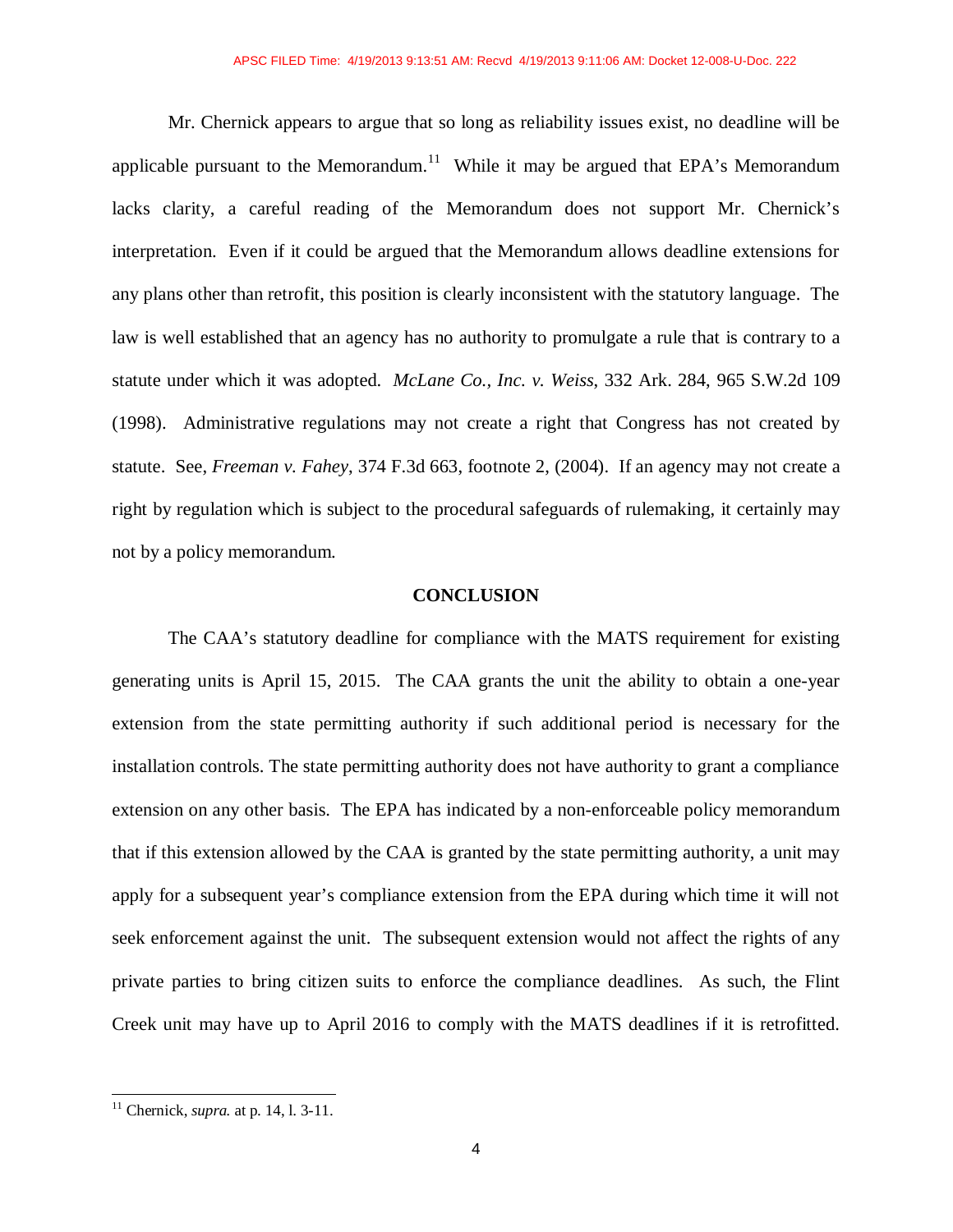Mr. Chernick appears to argue that so long as reliability issues exist, no deadline will be applicable pursuant to the Memorandum.[11] While it may be argued that EPA's Memorandum lacks clarity, a careful reading of the Memorandum does not support Mr. Chernick's interpretation. Even if it could be argued that the Memorandum allows deadline extensions for any plans other than retrofit, this position is clearly inconsistent with the statutory language. The law is well established that an agency has no authority to promulgate a rule that is contrary to a statute under which it was adopted. *McLane Co., Inc. v. Weiss*, 332 Ark. 284, 965 S.W.2d 109 (1998). Administrative regulations may not create a right that Congress has not created by statute. See, *Freeman v. Fahey*, 374 F.3d 663, footnote 2, (2004). If an agency may not create a right by regulation which is subject to the procedural safeguards of rulemaking, it certainly may not by a policy memorandum.

## CONCLUSION

The CAA's statutory deadline for compliance with the MATS requirement for existing generating units is April 15, 2015. The CAA grants the unit the ability to obtain a one-year extension from the state permitting authority if such additional period is necessary for the installation controls. The state permitting authority does not have authority to grant a compliance extension on any other basis. The EPA has indicated by a non-enforceable policy memorandum that if this extension allowed by the CAA is granted by the state permitting authority, a unit may apply for a subsequent year's compliance extension from the EPA during which time it will not seek enforcement against the unit. The subsequent extension would not affect the rights of any private parties to bring citizen suits to enforce the compliance deadlines. As such, the Flint Creek unit may have up to April 2016 to comply with the MATS deadlines if it is retrofitted.

---

[11] Chernick, *supra.* at p. 14, l. 3-11.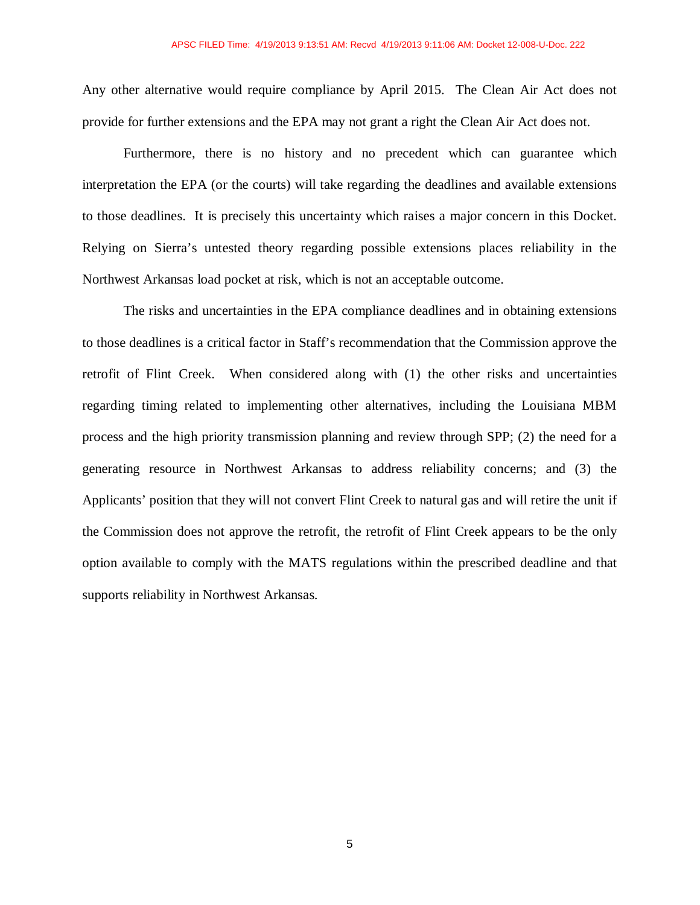Any other alternative would require compliance by April 2015. The Clean Air Act does not provide for further extensions and the EPA may not grant a right the Clean Air Act does not.

Furthermore, there is no history and no precedent which can guarantee which interpretation the EPA (or the courts) will take regarding the deadlines and available extensions to those deadlines. It is precisely this uncertainty which raises a major concern in this Docket. Relying on Sierra's untested theory regarding possible extensions places reliability in the Northwest Arkansas load pocket at risk, which is not an acceptable outcome.

The risks and uncertainties in the EPA compliance deadlines and in obtaining extensions to those deadlines is a critical factor in Staff's recommendation that the Commission approve the retrofit of Flint Creek. When considered along with (1) the other risks and uncertainties regarding timing related to implementing other alternatives, including the Louisiana MBM process and the high priority transmission planning and review through SPP; (2) the need for a generating resource in Northwest Arkansas to address reliability concerns; and (3) the Applicants' position that they will not convert Flint Creek to natural gas and will retire the unit if the Commission does not approve the retrofit, the retrofit of Flint Creek appears to be the only option available to comply with the MATS regulations within the prescribed deadline and that supports reliability in Northwest Arkansas.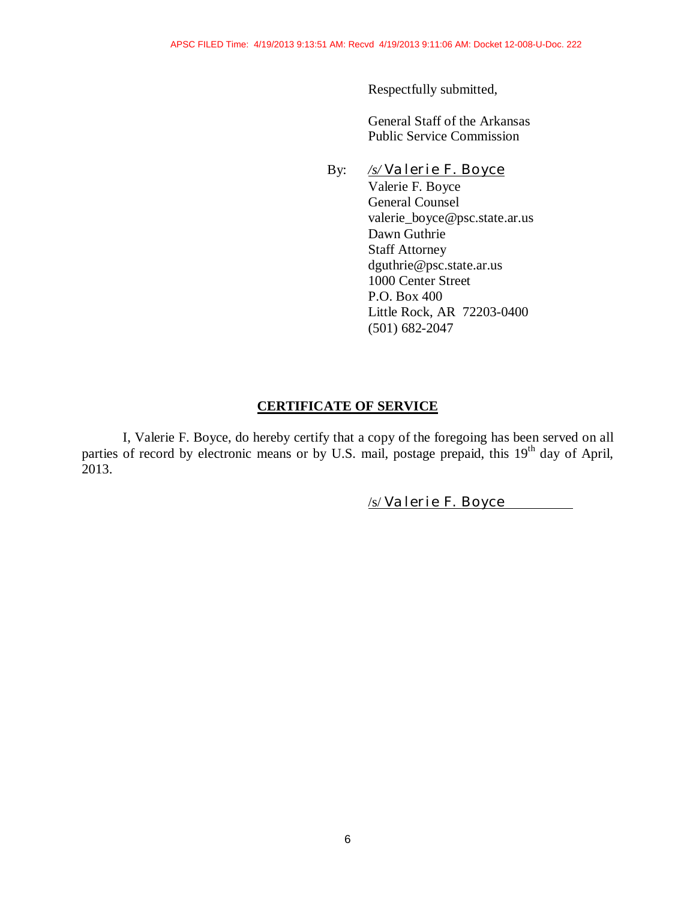Respectfully submitted,

General Staff of the Arkansas
Public Service Commission

By: */s/ Valerie F. Boyce*
Valerie F. Boyce
General Counsel
valerie_boyce@psc.state.ar.us
Dawn Guthrie
Staff Attorney
dguthrie@psc.state.ar.us
1000 Center Street
P.O. Box 400
Little Rock, AR 72203-0400
(501) 682-2047

**CERTIFICATE OF SERVICE**

I, Valerie F. Boyce, do hereby certify that a copy of the foregoing has been served on all parties of record by electronic means or by U.S. mail, postage prepaid, this 19th day of April, 2013.

/s/ Valerie F. Boyce